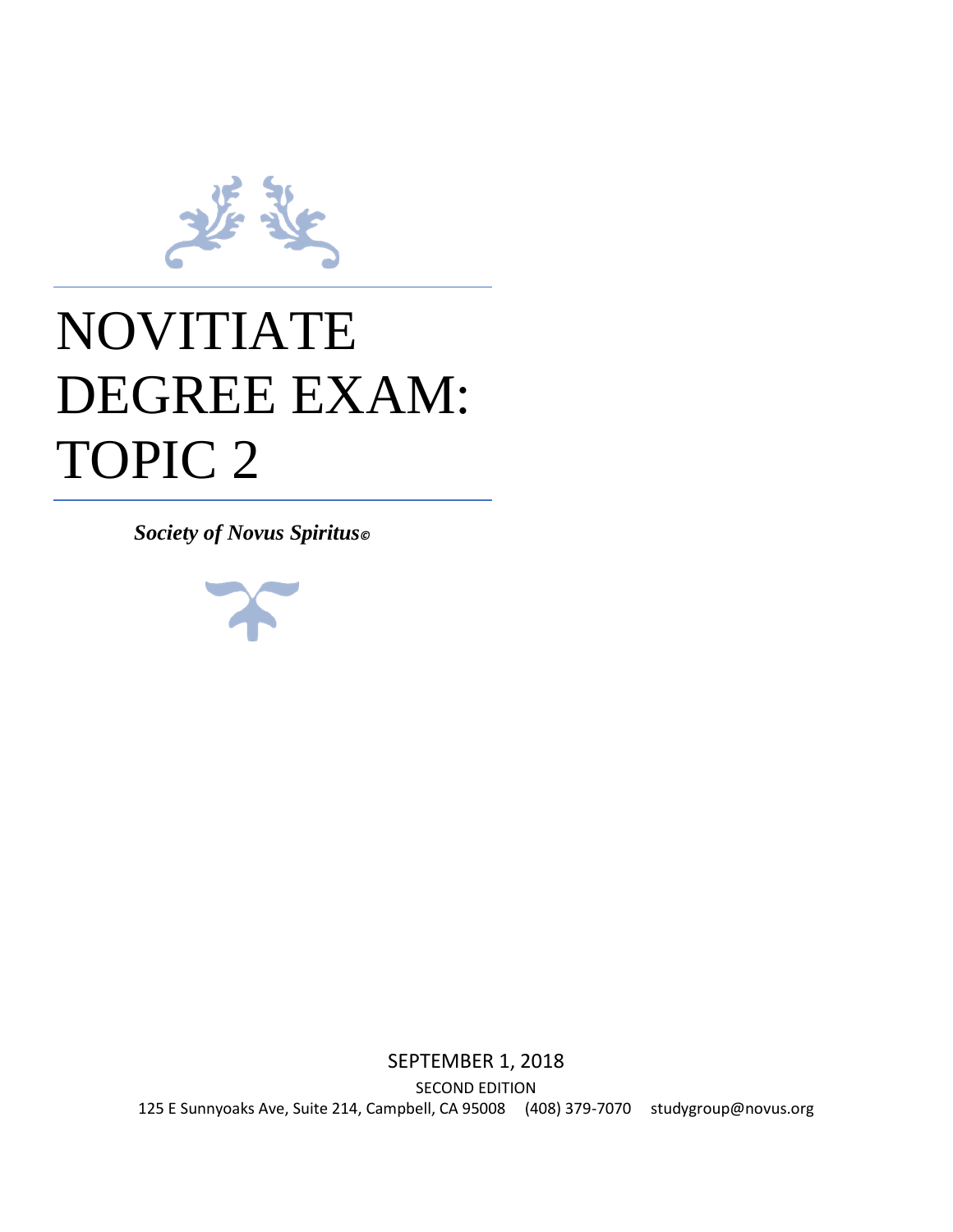# NOVITIATE DEGREE EXAM: TOPIC 2

***Society of Novus Spiritus©***

SEPTEMBER 1, 2018

SECOND EDITION

125 E Sunnyoaks Ave, Suite 214, Campbell, CA 95008 (408) 379-7070 studygroup@novus.org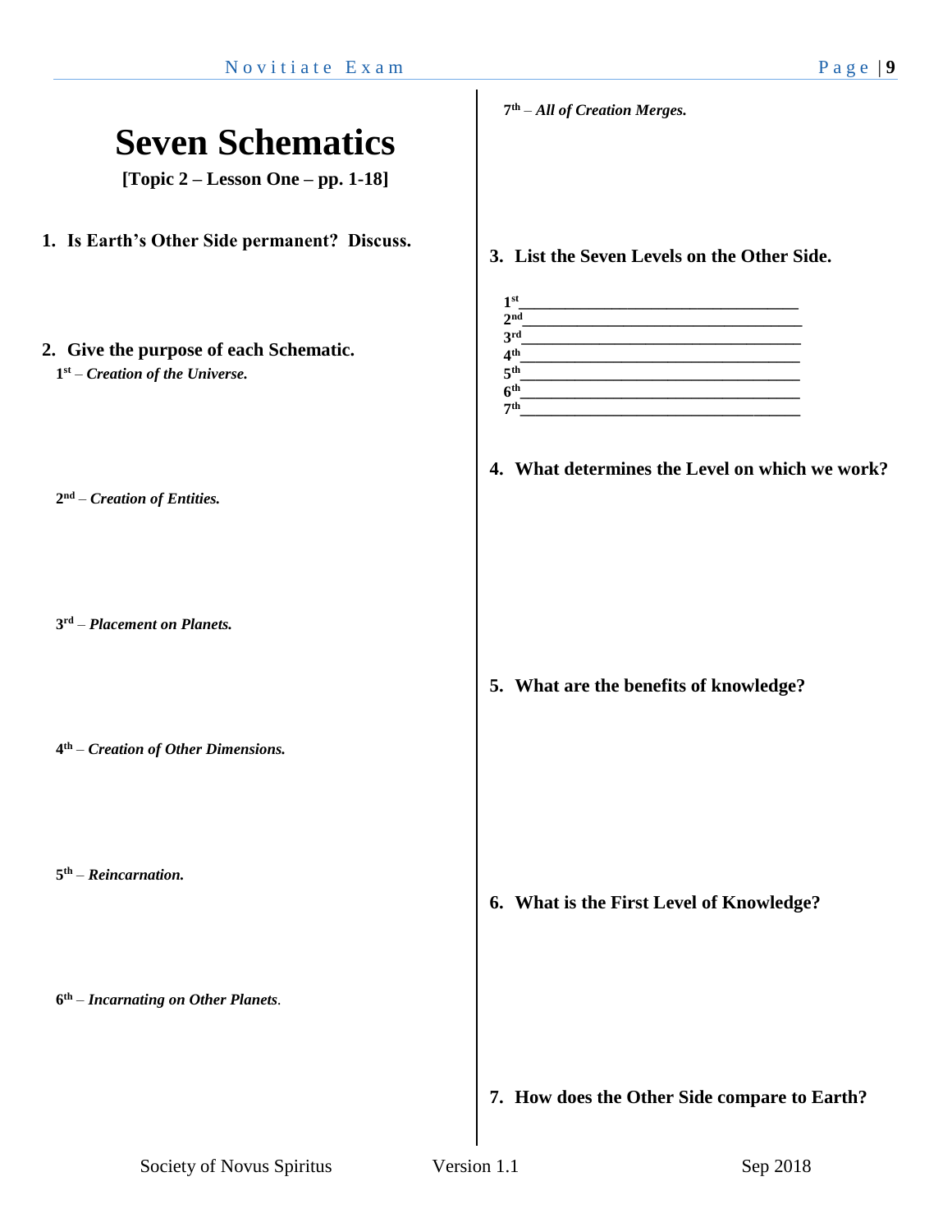# Seven Schematics

**[Topic 2 – Lesson One – pp. 1-18]**

1. **Is Earth's Other Side permanent? Discuss.**

2. **Give the purpose of each Schematic.**

   **1st** – ***Creation of the Universe.***

   **2nd** – ***Creation of Entities.***

   **3rd** – ***Placement on Planets.***

   **4th** – ***Creation of Other Dimensions.***

   **5th** – ***Reincarnation.***

   **6th** – ***Incarnating on Other Planets.***

   **7th** – ***All of Creation Merges.***

3. **List the Seven Levels on the Other Side.**

   **1st**\_\_\_\_\_\_\_\_\_\_\_\_\_\_\_\_\_\_\_\_\_\_\_\_\_\_\_\_\_\_\_\_\_\_
   **2nd**\_\_\_\_\_\_\_\_\_\_\_\_\_\_\_\_\_\_\_\_\_\_\_\_\_\_\_\_\_\_\_\_\_\_
   **3rd**\_\_\_\_\_\_\_\_\_\_\_\_\_\_\_\_\_\_\_\_\_\_\_\_\_\_\_\_\_\_\_\_\_\_
   **4th**\_\_\_\_\_\_\_\_\_\_\_\_\_\_\_\_\_\_\_\_\_\_\_\_\_\_\_\_\_\_\_\_\_\_
   **5th**\_\_\_\_\_\_\_\_\_\_\_\_\_\_\_\_\_\_\_\_\_\_\_\_\_\_\_\_\_\_\_\_\_\_
   **6th**\_\_\_\_\_\_\_\_\_\_\_\_\_\_\_\_\_\_\_\_\_\_\_\_\_\_\_\_\_\_\_\_\_\_
   **7th**\_\_\_\_\_\_\_\_\_\_\_\_\_\_\_\_\_\_\_\_\_\_\_\_\_\_\_\_\_\_\_\_\_\_

4. **What determines the Level on which we work?**

5. **What are the benefits of knowledge?**

6. **What is the First Level of Knowledge?**

7. **How does the Other Side compare to Earth?**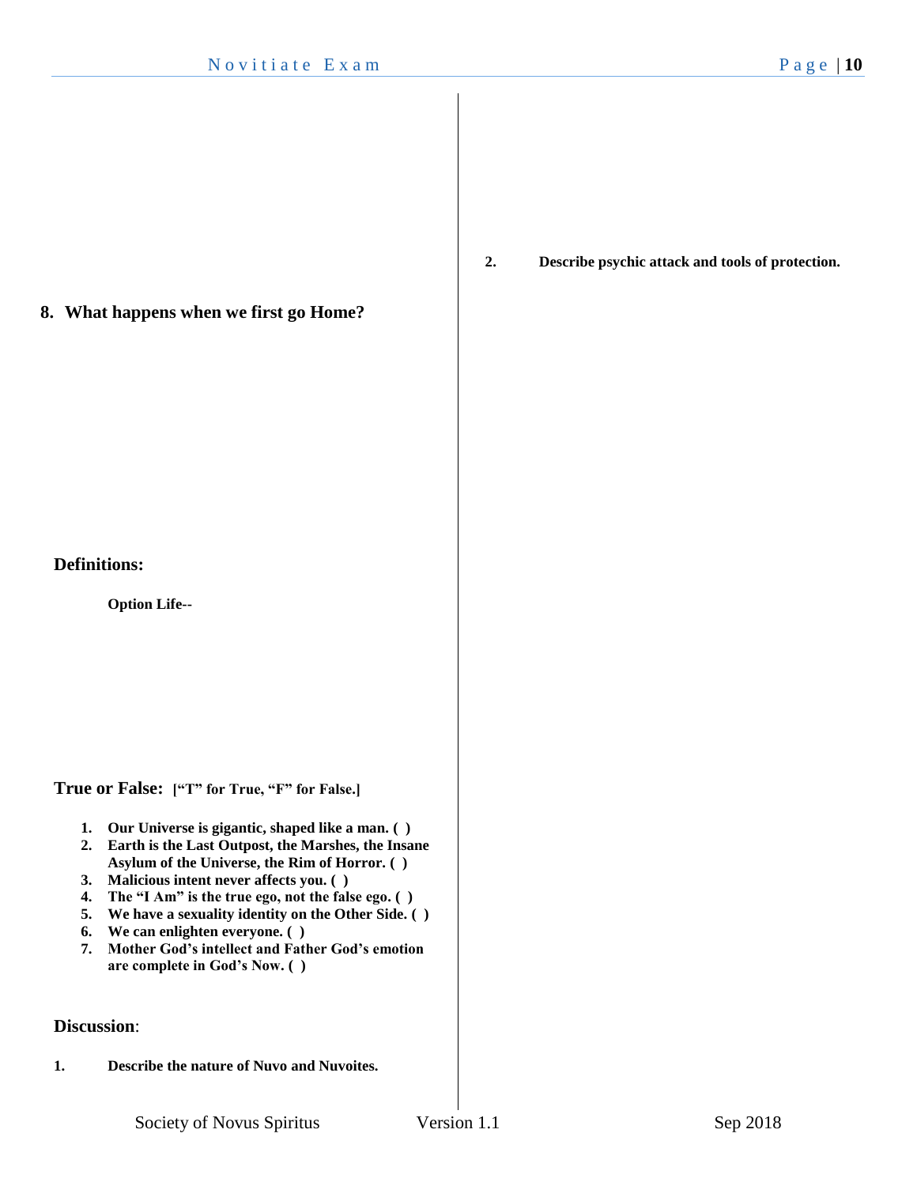**8. What happens when we first go Home?**

### Definitions:

**Option Life--**

### True or False: **["T" for True, "F" for False.]**

1. **Our Universe is gigantic, shaped like a man. ( )**
2. **Earth is the Last Outpost, the Marshes, the Insane Asylum of the Universe, the Rim of Horror. ( )**
3. **Malicious intent never affects you. ( )**
4. **The "I Am" is the true ego, not the false ego. ( )**
5. **We have a sexuality identity on the Other Side. ( )**
6. **We can enlighten everyone. ( )**
7. **Mother God's intellect and Father God's emotion are complete in God's Now. ( )**

### Discussion:

1. **Describe the nature of Nuvo and Nuvoites.**

2. **Describe psychic attack and tools of protection.**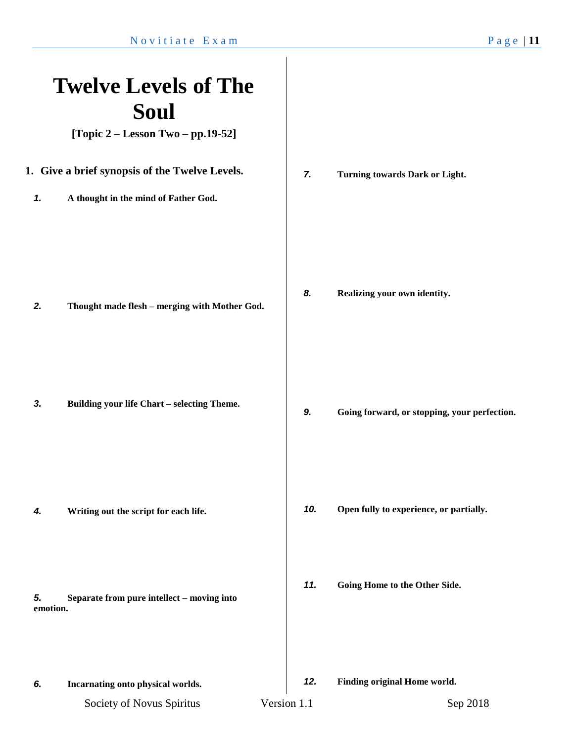# Twelve Levels of The Soul

**[Topic 2 – Lesson Two – pp.19-52]**

**1. Give a brief synopsis of the Twelve Levels.**

***1.*** **A thought in the mind of Father God.**

***2.*** **Thought made flesh – merging with Mother God.**

***3.*** **Building your life Chart – selecting Theme.**

***4.*** **Writing out the script for each life.**

***5.*** **Separate from pure intellect – moving into emotion.**

***6.*** **Incarnating onto physical worlds.**

***7.*** **Turning towards Dark or Light.**

***8.*** **Realizing your own identity.**

***9.*** **Going forward, or stopping, your perfection.**

***10.*** **Open fully to experience, or partially.**

***11.*** **Going Home to the Other Side.**

***12.*** **Finding original Home world.**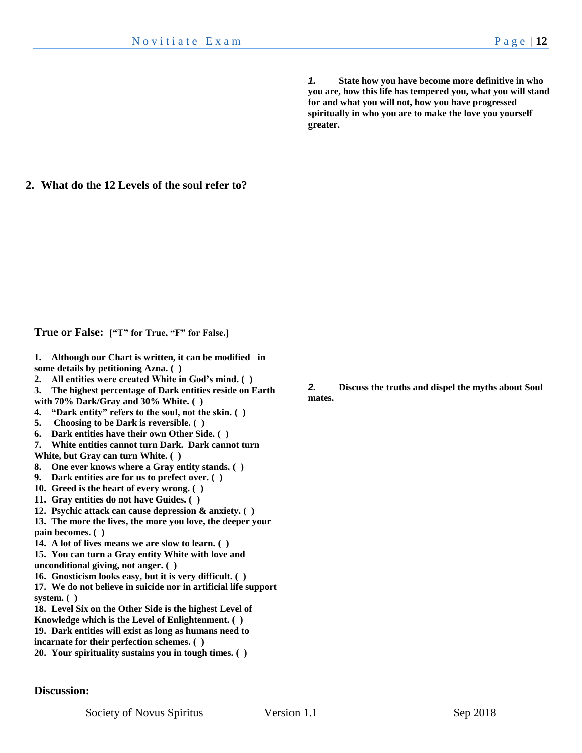**1.** **State how you have become more definitive in who you are, how this life has tempered you, what you will stand for and what you will not, how you have progressed spiritually in who you are to make the love you yourself greater.**

**2. What do the 12 Levels of the soul refer to?**

**True or False:** **["T" for True, "F" for False.]**

1. **Although our Chart is written, it can be modified in some details by petitioning Azna. ( )**
2. **All entities were created White in God's mind. ( )**
3. **The highest percentage of Dark entities reside on Earth with 70% Dark/Gray and 30% White. ( )**
4. **"Dark entity" refers to the soul, not the skin. ( )**
5. **Choosing to be Dark is reversible. ( )**
6. **Dark entities have their own Other Side. ( )**
7. **White entities cannot turn Dark. Dark cannot turn White, but Gray can turn White. ( )**
8. **One ever knows where a Gray entity stands. ( )**
9. **Dark entities are for us to prefect over. ( )**
10. **Greed is the heart of every wrong. ( )**
11. **Gray entities do not have Guides. ( )**
12. **Psychic attack can cause depression & anxiety. ( )**
13. **The more the lives, the more you love, the deeper your pain becomes. ( )**
14. **A lot of lives means we are slow to learn. ( )**
15. **You can turn a Gray entity White with love and unconditional giving, not anger. ( )**
16. **Gnosticism looks easy, but it is very difficult. ( )**
17. **We do not believe in suicide nor in artificial life support system. ( )**
18. **Level Six on the Other Side is the highest Level of Knowledge which is the Level of Enlightenment. ( )**
19. **Dark entities will exist as long as humans need to incarnate for their perfection schemes. ( )**
20. **Your spirituality sustains you in tough times. ( )**

**Discussion:**

**2.** **Discuss the truths and dispel the myths about Soul mates.**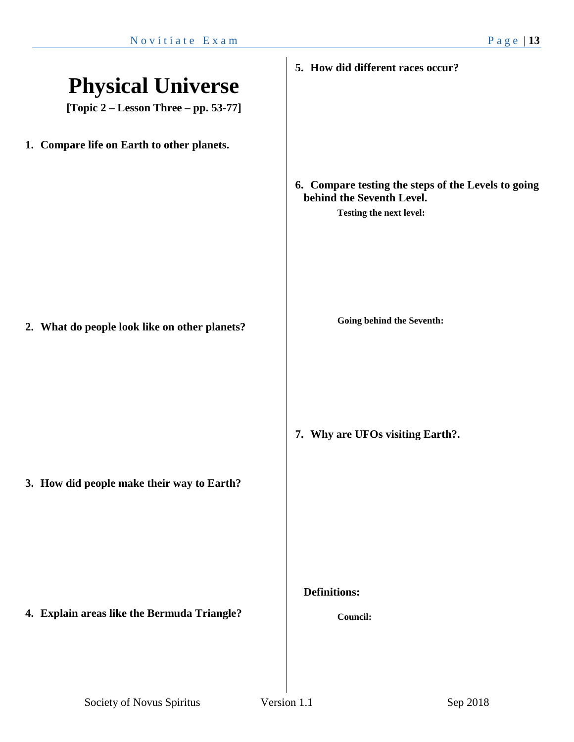# Physical Universe

**[Topic 2 – Lesson Three – pp. 53-77]**

1. **Compare life on Earth to other planets.**

2. **What do people look like on other planets?**

3. **How did people make their way to Earth?**

4. **Explain areas like the Bermuda Triangle?**

5. **How did different races occur?**

6. **Compare testing the steps of the Levels to going behind the Seventh Level.**

   **Testing the next level:**

   **Going behind the Seventh:**

7. **Why are UFOs visiting Earth?.**

**Definitions:**

**Council:**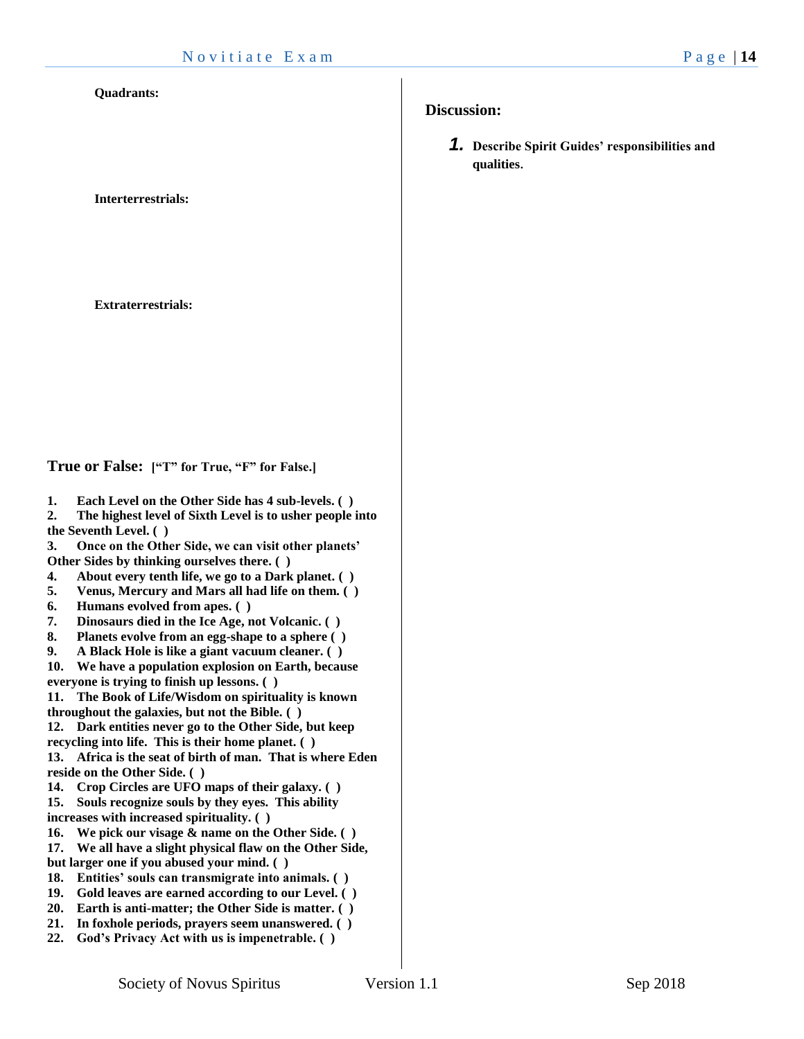**Quadrants:**

**Interterrestrials:**

**Extraterrestrials:**

## True or False: **["T" for True, "F" for False.]**

1. **Each Level on the Other Side has 4 sub-levels. ( )**
2. **The highest level of Sixth Level is to usher people into the Seventh Level. ( )**
3. **Once on the Other Side, we can visit other planets' Other Sides by thinking ourselves there. ( )**
4. **About every tenth life, we go to a Dark planet. ( )**
5. **Venus, Mercury and Mars all had life on them. ( )**
6. **Humans evolved from apes. ( )**
7. **Dinosaurs died in the Ice Age, not Volcanic. ( )**
8. **Planets evolve from an egg-shape to a sphere ( )**
9. **A Black Hole is like a giant vacuum cleaner. ( )**
10. **We have a population explosion on Earth, because everyone is trying to finish up lessons. ( )**
11. **The Book of Life/Wisdom on spirituality is known throughout the galaxies, but not the Bible. ( )**
12. **Dark entities never go to the Other Side, but keep recycling into life. This is their home planet. ( )**
13. **Africa is the seat of birth of man. That is where Eden reside on the Other Side. ( )**
14. **Crop Circles are UFO maps of their galaxy. ( )**
15. **Souls recognize souls by they eyes. This ability increases with increased spirituality. ( )**
16. **We pick our visage & name on the Other Side. ( )**
17. **We all have a slight physical flaw on the Other Side, but larger one if you abused your mind. ( )**
18. **Entities' souls can transmigrate into animals. ( )**
19. **Gold leaves are earned according to our Level. ( )**
20. **Earth is anti-matter; the Other Side is matter. ( )**
21. **In foxhole periods, prayers seem unanswered. ( )**
22. **God's Privacy Act with us is impenetrable. ( )**

## Discussion:

1. **Describe Spirit Guides' responsibilities and qualities.**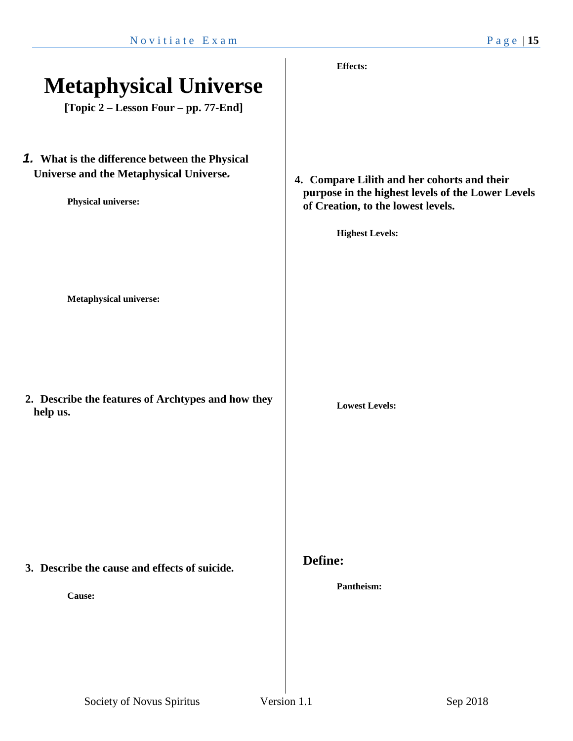# Metaphysical Universe

**[Topic 2 – Lesson Four – pp. 77-End]**

1. **What is the difference between the Physical Universe and the Metaphysical Universe.**

   **Physical universe:**

   **Metaphysical universe:**

2. **Describe the features of Archtypes and how they help us.**

3. **Describe the cause and effects of suicide.**

   **Cause:**

   **Effects:**

4. **Compare Lilith and her cohorts and their purpose in the highest levels of the Lower Levels of Creation, to the lowest levels.**

   **Highest Levels:**

   **Lowest Levels:**

## Define:

**Pantheism:**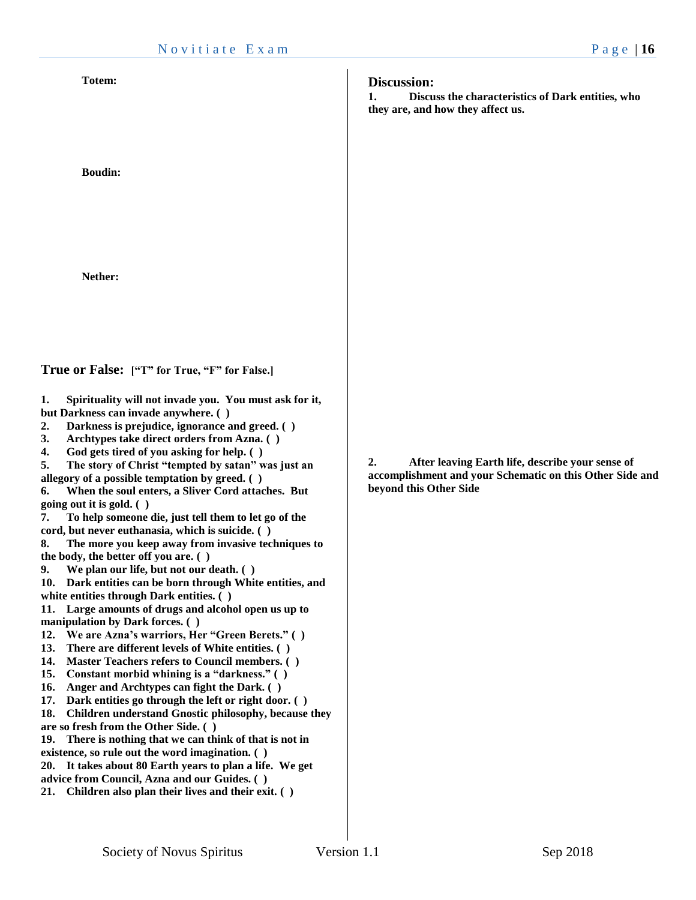**Totem:**

**Boudin:**

**Nether:**

## True or False: [“T” for True, “F” for False.]

1. Spirituality will not invade you. You must ask for it, but Darkness can invade anywhere. ( )
2. Darkness is prejudice, ignorance and greed. ( )
3. Archtypes take direct orders from Azna. ( )
4. God gets tired of you asking for help. ( )
5. The story of Christ “tempted by satan” was just an allegory of a possible temptation by greed. ( )
6. When the soul enters, a Sliver Cord attaches. But going out it is gold. ( )
7. To help someone die, just tell them to let go of the cord, but never euthanasia, which is suicide. ( )
8. The more you keep away from invasive techniques to the body, the better off you are. ( )
9. We plan our life, but not our death. ( )
10. Dark entities can be born through White entities, and white entities through Dark entities. ( )
11. Large amounts of drugs and alcohol open us up to manipulation by Dark forces. ( )
12. We are Azna’s warriors, Her “Green Berets.” ( )
13. There are different levels of White entities. ( )
14. Master Teachers refers to Council members. ( )
15. Constant morbid whining is a “darkness.” ( )
16. Anger and Archtypes can fight the Dark. ( )
17. Dark entities go through the left or right door. ( )
18. Children understand Gnostic philosophy, because they are so fresh from the Other Side. ( )
19. There is nothing that we can think of that is not in existence, so rule out the word imagination. ( )
20. It takes about 80 Earth years to plan a life. We get advice from Council, Azna and our Guides. ( )
21. Children also plan their lives and their exit. ( )

## Discussion:

1. **Discuss the characteristics of Dark entities, who they are, and how they affect us.**

2. **After leaving Earth life, describe your sense of accomplishment and your Schematic on this Other Side and beyond this Other Side**